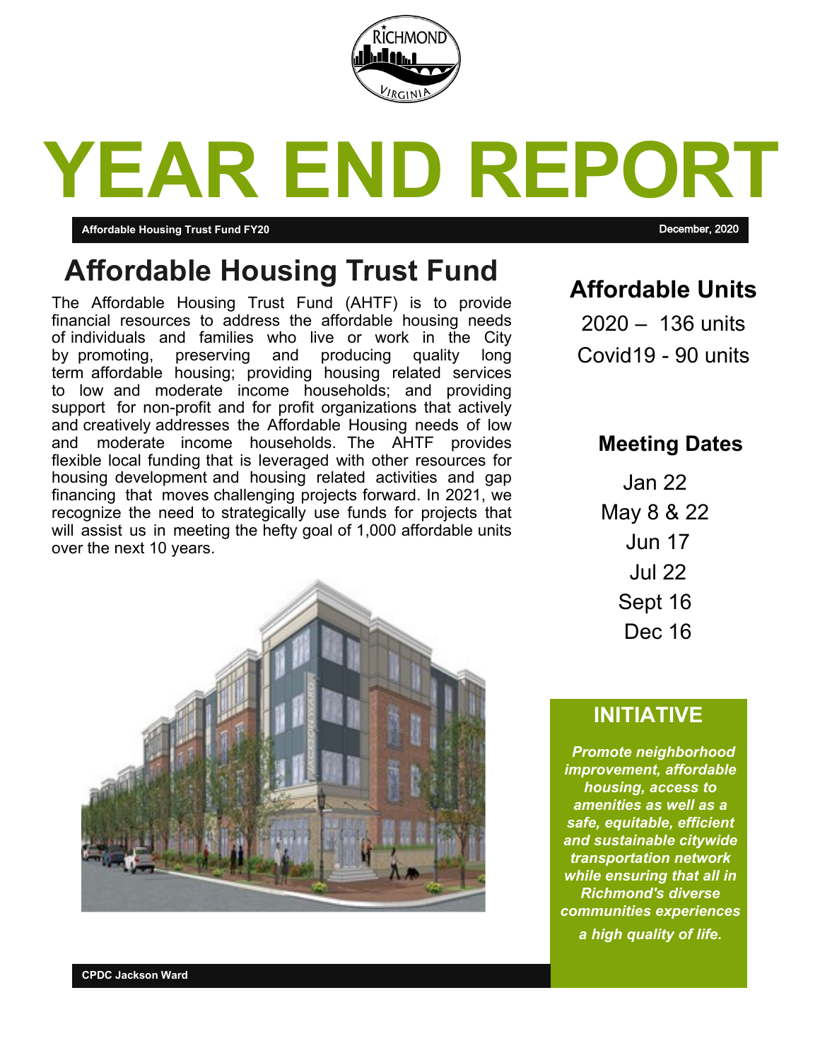# YEAR END REPORT

**Affordable Housing Trust Fund FY20** December, 2020

## Affordable Housing Trust Fund

The Affordable Housing Trust Fund (AHTF) is to provide financial resources to address the affordable housing needs of individuals and families who live or work in the City by promoting, preserving and producing quality long term affordable housing; providing housing related services to low and moderate income households; and providing support for non-profit and for profit organizations that actively and creatively addresses the Affordable Housing needs of low and moderate income households. The AHTF provides flexible local funding that is leveraged with other resources for housing development and housing related activities and gap financing that moves challenging projects forward. In 2021, we recognize the need to strategically use funds for projects that will assist us in meeting the hefty goal of 1,000 affordable units over the next 10 years.

**CPDC Jackson Ward**

## Affordable Units

2020 – 136 units

Covid19 - 90 units

### Meeting Dates

Jan 22

May 8 & 22

Jun 17

Jul 22

Sept 16

Dec 16

## INITIATIVE

***Promote neighborhood improvement, affordable housing, access to amenities as well as a safe, equitable, efficient and sustainable citywide transportation network while ensuring that all in Richmond's diverse communities experiences a high quality of life.***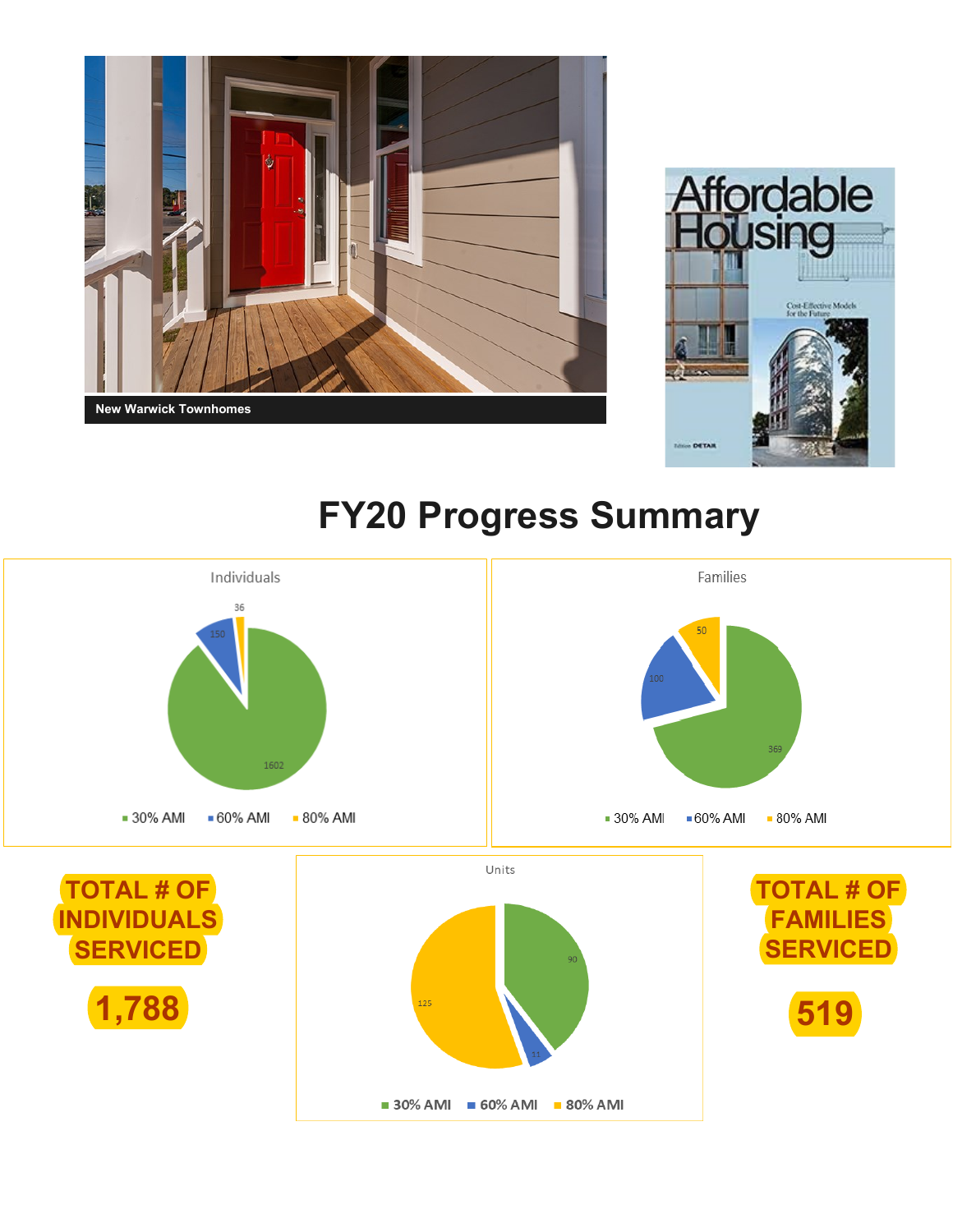New Warwick Townhomes

# FY20 Progress Summary

**Individuals**

| AMI Level | Count |
|---|---|
| 30% AMI | 1602 |
| 60% AMI | 150 |
| 80% AMI | 36 |

**Families**

| AMI Level | Count |
|---|---|
| 30% AMI | 369 |
| 60% AMI | 100 |
| 80% AMI | 50 |

**TOTAL # OF INDIVIDUALS SERVICED**

**1,788**

**Units**

| AMI Level | Count |
|---|---|
| 30% AMI | 90 |
| 60% AMI | 11 |
| 80% AMI | 125 |

**TOTAL # OF FAMILIES SERVICED**

**519**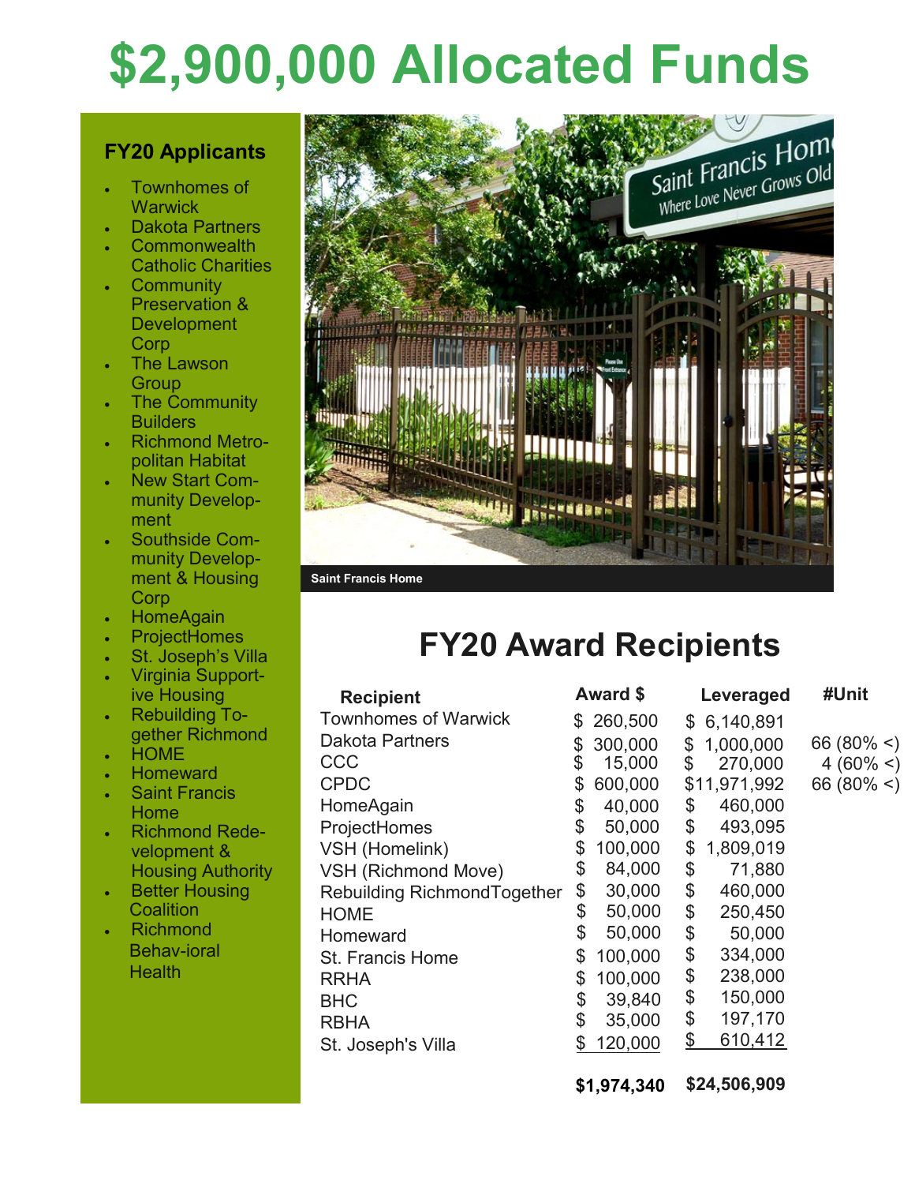# $2,900,000 Allocated Funds

### FY20 Applicants

- Townhomes of Warwick
- Dakota Partners
- Commonwealth Catholic Charities
- Community Preservation & Development Corp
- The Lawson Group
- The Community Builders
- Richmond Metropolitan Habitat
- New Start Community Development
- Southside Community Development & Housing Corp
- HomeAgain
- ProjectHomes
- St. Joseph's Villa
- Virginia Supportive Housing
- Rebuilding Together Richmond
- HOME
- Homeward
- Saint Francis Home
- Richmond Redevelopment & Housing Authority
- Better Housing Coalition
- Richmond Behavioral Health

Saint Francis Home

## FY20 Award Recipients

| Recipient | Award $ | Leveraged | #Unit |
|---|---|---|---|
| Townhomes of Warwick | $ 260,500 | $ 6,140,891 | |
| Dakota Partners | $ 300,000 | $ 1,000,000 | 66 (80% <) |
| CCC | $ 15,000 | $ 270,000 | 4 (60% <) |
| CPDC | $ 600,000 | $11,971,992 | 66 (80% <) |
| HomeAgain | $ 40,000 | $ 460,000 | |
| ProjectHomes | $ 50,000 | $ 493,095 | |
| VSH (Homelink) | $ 100,000 | $ 1,809,019 | |
| VSH (Richmond Move) | $ 84,000 | $ 71,880 | |
| Rebuilding RichmondTogether | $ 30,000 | $ 460,000 | |
| HOME | $ 50,000 | $ 250,450 | |
| Homeward | $ 50,000 | $ 50,000 | |
| St. Francis Home | $ 100,000 | $ 334,000 | |
| RRHA | $ 100,000 | $ 238,000 | |
| BHC | $ 39,840 | $ 150,000 | |
| RBHA | $ 35,000 | $ 197,170 | |
| St. Joseph's Villa | $ 120,000 | $ 610,412 | |
| | **$1,974,340** | **$24,506,909** | |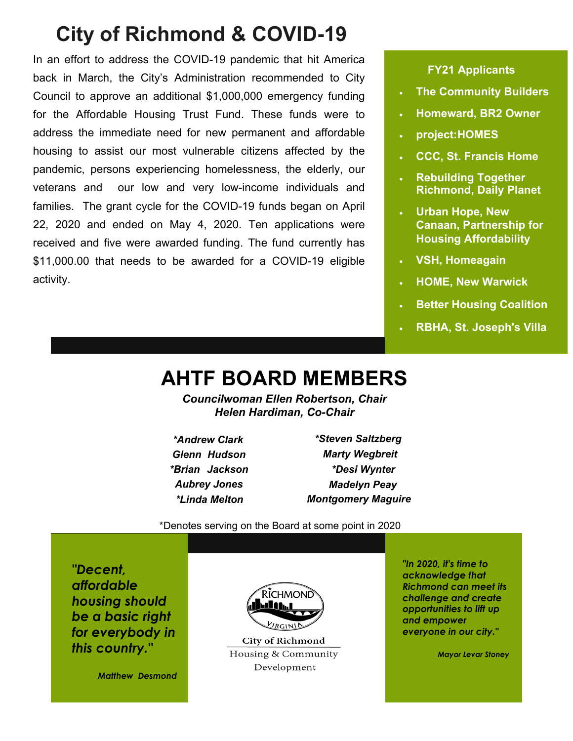# City of Richmond & COVID-19

In an effort to address the COVID-19 pandemic that hit America back in March, the City's Administration recommended to City Council to approve an additional $1,000,000 emergency funding for the Affordable Housing Trust Fund. These funds were to address the immediate need for new permanent and affordable housing to assist our most vulnerable citizens affected by the pandemic, persons experiencing homelessness, the elderly, our veterans and our low and very low-income individuals and families. The grant cycle for the COVID-19 funds began on April 22, 2020 and ended on May 4, 2020. Ten applications were received and five were awarded funding. The fund currently has $11,000.00 that needs to be awarded for a COVID-19 eligible activity.

**FY21 Applicants**

- **The Community Builders**
- **Homeward, BR2 Owner**
- **project:HOMES**
- **CCC, St. Francis Home**
- **Rebuilding Together Richmond, Daily Planet**
- **Urban Hope, New Canaan, Partnership for Housing Affordability**
- **VSH, Homeagain**
- **HOME, New Warwick**
- **Better Housing Coalition**
- **RBHA, St. Joseph's Villa**

# AHTF BOARD MEMBERS

***Councilwoman Ellen Robertson, Chair***
***Helen Hardiman, Co-Chair***

***\*Andrew Clark***
***Glenn Hudson***
***\*Brian Jackson***
***Aubrey Jones***
***\*Linda Melton***
***\*Steven Saltzberg***
***Marty Wegbreit***
***\*Desi Wynter***
***Madelyn Peay***
***Montgomery Maguire***

*Denotes serving on the Board at some point in 2020

***"Decent, affordable housing should be a basic right for everybody in this country."***

***Matthew Desmond***

RICHMOND VIRGINIA

City of Richmond
Housing & Community Development

***"In 2020, it's time to acknowledge that Richmond can meet its challenge and create opportunities to lift up and empower everyone in our city."***

***Mayor Levar Stoney***